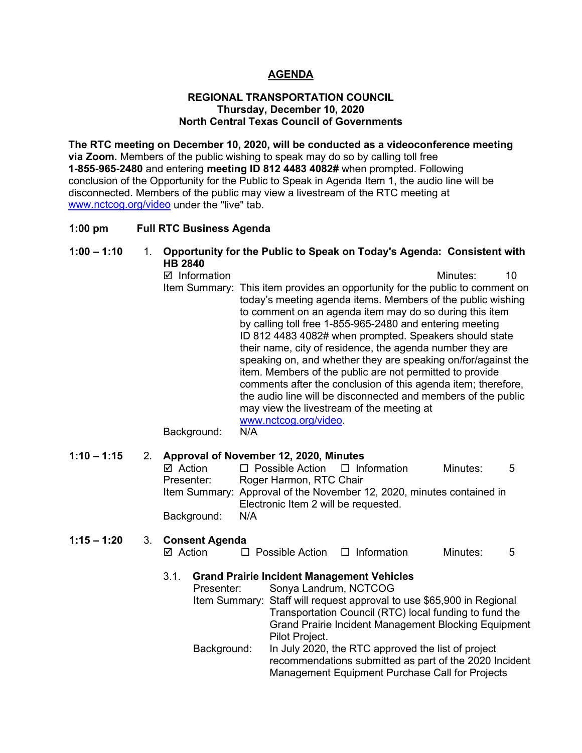# AGENDA

## REGIONAL TRANSPORTATION COUNCIL
## Thursday, December 10, 2020
## North Central Texas Council of Governments

**The RTC meeting on December 10, 2020, will be conducted as a videoconference meeting via Zoom.** Members of the public wishing to speak may do so by calling toll free **1-855-965-2480** and entering **meeting ID 812 4483 4082#** when prompted. Following conclusion of the Opportunity for the Public to Speak in Agenda Item 1, the audio line will be disconnected. Members of the public may view a livestream of the RTC meeting at www.nctcog.org/video under the "live" tab.

**1:00 pm  Full RTC Business Agenda**

**1:00 – 1:10  1. Opportunity for the Public to Speak on Today's Agenda: Consistent with HB 2840**

☑ Information  Minutes: 10

Item Summary: This item provides an opportunity for the public to comment on today's meeting agenda items. Members of the public wishing to comment on an agenda item may do so during this item by calling toll free 1-855-965-2480 and entering meeting ID 812 4483 4082# when prompted. Speakers should state their name, city of residence, the agenda number they are speaking on, and whether they are speaking on/for/against the item. Members of the public are not permitted to provide comments after the conclusion of this agenda item; therefore, the audio line will be disconnected and members of the public may view the livestream of the meeting at www.nctcog.org/video.

Background: N/A

**1:10 – 1:15  2. Approval of November 12, 2020, Minutes**

☑ Action  ☐ Possible Action  ☐ Information  Minutes: 5

Presenter: Roger Harmon, RTC Chair

Item Summary: Approval of the November 12, 2020, minutes contained in Electronic Item 2 will be requested.

Background: N/A

**1:15 – 1:20  3. Consent Agenda**

☑ Action  ☐ Possible Action  ☐ Information  Minutes: 5

**3.1. Grand Prairie Incident Management Vehicles**

Presenter: Sonya Landrum, NCTCOG

Item Summary: Staff will request approval to use $65,900 in Regional Transportation Council (RTC) local funding to fund the Grand Prairie Incident Management Blocking Equipment Pilot Project.

Background: In July 2020, the RTC approved the list of project recommendations submitted as part of the 2020 Incident Management Equipment Purchase Call for Projects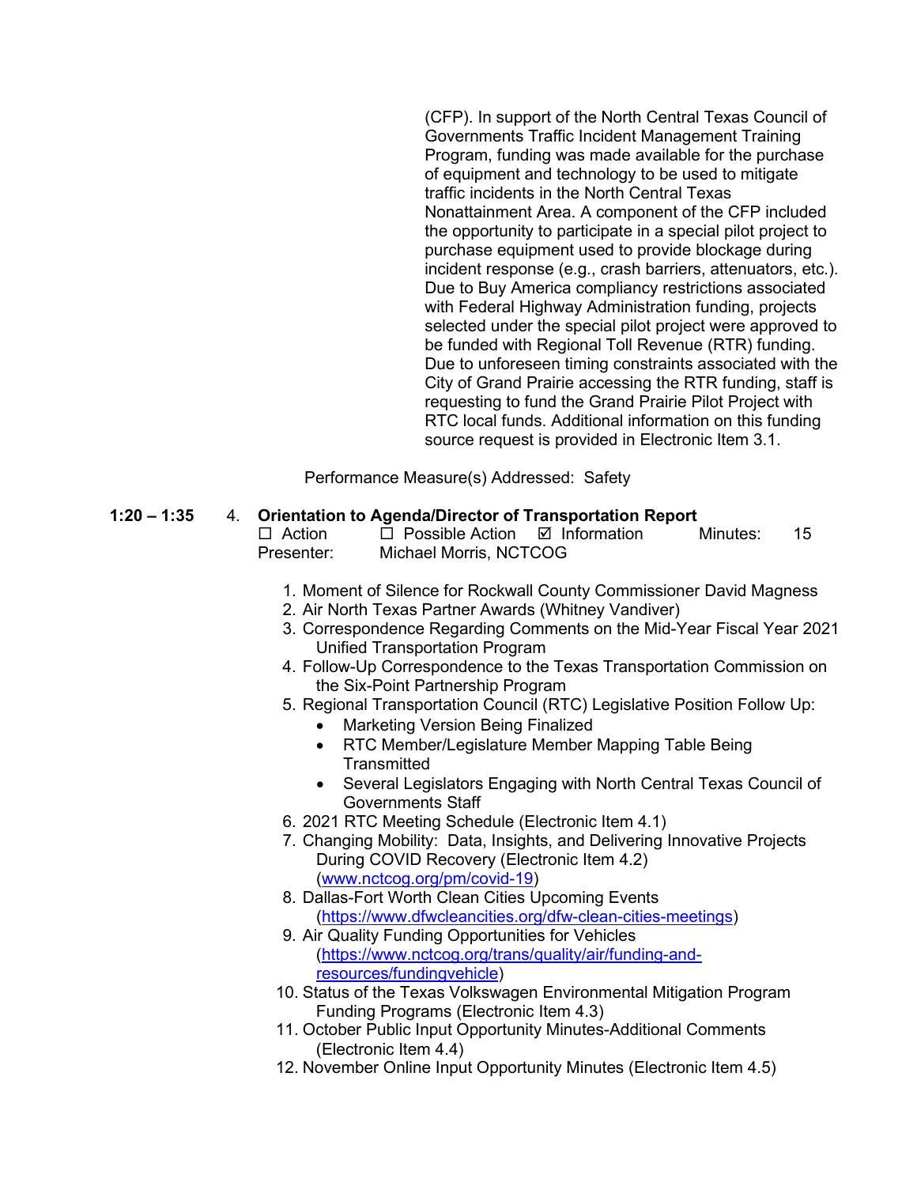(CFP). In support of the North Central Texas Council of Governments Traffic Incident Management Training Program, funding was made available for the purchase of equipment and technology to be used to mitigate traffic incidents in the North Central Texas Nonattainment Area. A component of the CFP included the opportunity to participate in a special pilot project to purchase equipment used to provide blockage during incident response (e.g., crash barriers, attenuators, etc.). Due to Buy America compliancy restrictions associated with Federal Highway Administration funding, projects selected under the special pilot project were approved to be funded with Regional Toll Revenue (RTR) funding. Due to unforeseen timing constraints associated with the City of Grand Prairie accessing the RTR funding, staff is requesting to fund the Grand Prairie Pilot Project with RTC local funds. Additional information on this funding source request is provided in Electronic Item 3.1.

Performance Measure(s) Addressed: Safety

**1:20 – 1:35** 4. **Orientation to Agenda/Director of Transportation Report**

☐ Action ☐ Possible Action ☑ Information Minutes: 15

Presenter: Michael Morris, NCTCOG

1. Moment of Silence for Rockwall County Commissioner David Magness
2. Air North Texas Partner Awards (Whitney Vandiver)
3. Correspondence Regarding Comments on the Mid-Year Fiscal Year 2021 Unified Transportation Program
4. Follow-Up Correspondence to the Texas Transportation Commission on the Six-Point Partnership Program
5. Regional Transportation Council (RTC) Legislative Position Follow Up:
   - Marketing Version Being Finalized
   - RTC Member/Legislature Member Mapping Table Being Transmitted
   - Several Legislators Engaging with North Central Texas Council of Governments Staff
6. 2021 RTC Meeting Schedule (Electronic Item 4.1)
7. Changing Mobility: Data, Insights, and Delivering Innovative Projects During COVID Recovery (Electronic Item 4.2) (www.nctcog.org/pm/covid-19)
8. Dallas-Fort Worth Clean Cities Upcoming Events (https://www.dfwcleancities.org/dfw-clean-cities-meetings)
9. Air Quality Funding Opportunities for Vehicles (https://www.nctcog.org/trans/quality/air/funding-and-resources/fundingvehicle)
10. Status of the Texas Volkswagen Environmental Mitigation Program Funding Programs (Electronic Item 4.3)
11. October Public Input Opportunity Minutes-Additional Comments (Electronic Item 4.4)
12. November Online Input Opportunity Minutes (Electronic Item 4.5)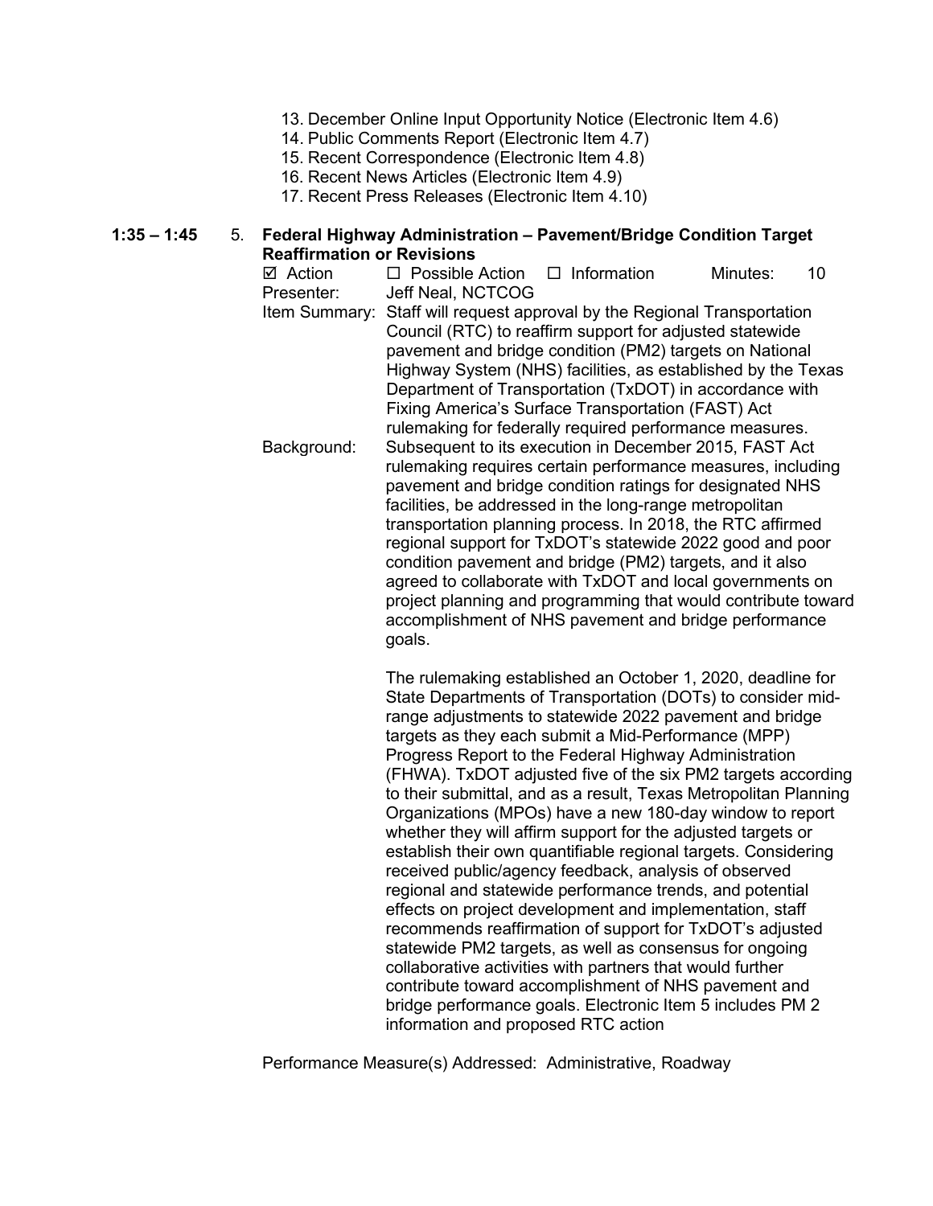13. December Online Input Opportunity Notice (Electronic Item 4.6)
14. Public Comments Report (Electronic Item 4.7)
15. Recent Correspondence (Electronic Item 4.8)
16. Recent News Articles (Electronic Item 4.9)
17. Recent Press Releases (Electronic Item 4.10)

**1:35 – 1:45** 5. **Federal Highway Administration – Pavement/Bridge Condition Target Reaffirmation or Revisions**

☑ Action ☐ Possible Action ☐ Information Minutes: 10

Presenter: Jeff Neal, NCTCOG

Item Summary: Staff will request approval by the Regional Transportation Council (RTC) to reaffirm support for adjusted statewide pavement and bridge condition (PM2) targets on National Highway System (NHS) facilities, as established by the Texas Department of Transportation (TxDOT) in accordance with Fixing America's Surface Transportation (FAST) Act rulemaking for federally required performance measures.

Background: Subsequent to its execution in December 2015, FAST Act rulemaking requires certain performance measures, including pavement and bridge condition ratings for designated NHS facilities, be addressed in the long-range metropolitan transportation planning process. In 2018, the RTC affirmed regional support for TxDOT's statewide 2022 good and poor condition pavement and bridge (PM2) targets, and it also agreed to collaborate with TxDOT and local governments on project planning and programming that would contribute toward accomplishment of NHS pavement and bridge performance goals.

The rulemaking established an October 1, 2020, deadline for State Departments of Transportation (DOTs) to consider mid-range adjustments to statewide 2022 pavement and bridge targets as they each submit a Mid-Performance (MPP) Progress Report to the Federal Highway Administration (FHWA). TxDOT adjusted five of the six PM2 targets according to their submittal, and as a result, Texas Metropolitan Planning Organizations (MPOs) have a new 180-day window to report whether they will affirm support for the adjusted targets or establish their own quantifiable regional targets. Considering received public/agency feedback, analysis of observed regional and statewide performance trends, and potential effects on project development and implementation, staff recommends reaffirmation of support for TxDOT's adjusted statewide PM2 targets, as well as consensus for ongoing collaborative activities with partners that would further contribute toward accomplishment of NHS pavement and bridge performance goals. Electronic Item 5 includes PM 2 information and proposed RTC action

Performance Measure(s) Addressed: Administrative, Roadway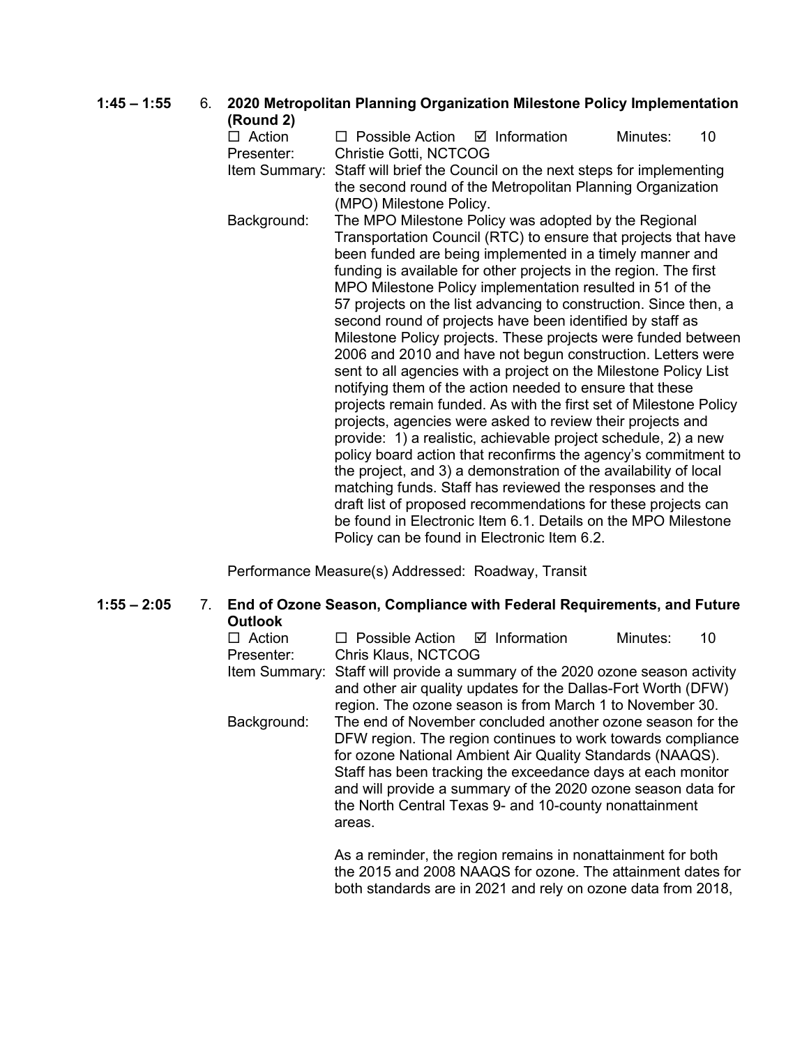**1:45 – 1:55** 6. **2020 Metropolitan Planning Organization Milestone Policy Implementation (Round 2)**

☐ Action ☐ Possible Action ☑ Information Minutes: 10

Presenter: Christie Gotti, NCTCOG

Item Summary: Staff will brief the Council on the next steps for implementing the second round of the Metropolitan Planning Organization (MPO) Milestone Policy.

Background: The MPO Milestone Policy was adopted by the Regional Transportation Council (RTC) to ensure that projects that have been funded are being implemented in a timely manner and funding is available for other projects in the region. The first MPO Milestone Policy implementation resulted in 51 of the 57 projects on the list advancing to construction. Since then, a second round of projects have been identified by staff as Milestone Policy projects. These projects were funded between 2006 and 2010 and have not begun construction. Letters were sent to all agencies with a project on the Milestone Policy List notifying them of the action needed to ensure that these projects remain funded. As with the first set of Milestone Policy projects, agencies were asked to review their projects and provide: 1) a realistic, achievable project schedule, 2) a new policy board action that reconfirms the agency's commitment to the project, and 3) a demonstration of the availability of local matching funds. Staff has reviewed the responses and the draft list of proposed recommendations for these projects can be found in Electronic Item 6.1. Details on the MPO Milestone Policy can be found in Electronic Item 6.2.

Performance Measure(s) Addressed: Roadway, Transit

**1:55 – 2:05** 7. **End of Ozone Season, Compliance with Federal Requirements, and Future Outlook**

☐ Action ☐ Possible Action ☑ Information Minutes: 10

Presenter: Chris Klaus, NCTCOG

Item Summary: Staff will provide a summary of the 2020 ozone season activity and other air quality updates for the Dallas-Fort Worth (DFW) region. The ozone season is from March 1 to November 30.

Background: The end of November concluded another ozone season for the DFW region. The region continues to work towards compliance for ozone National Ambient Air Quality Standards (NAAQS). Staff has been tracking the exceedance days at each monitor and will provide a summary of the 2020 ozone season data for the North Central Texas 9- and 10-county nonattainment areas.

As a reminder, the region remains in nonattainment for both the 2015 and 2008 NAAQS for ozone. The attainment dates for both standards are in 2021 and rely on ozone data from 2018,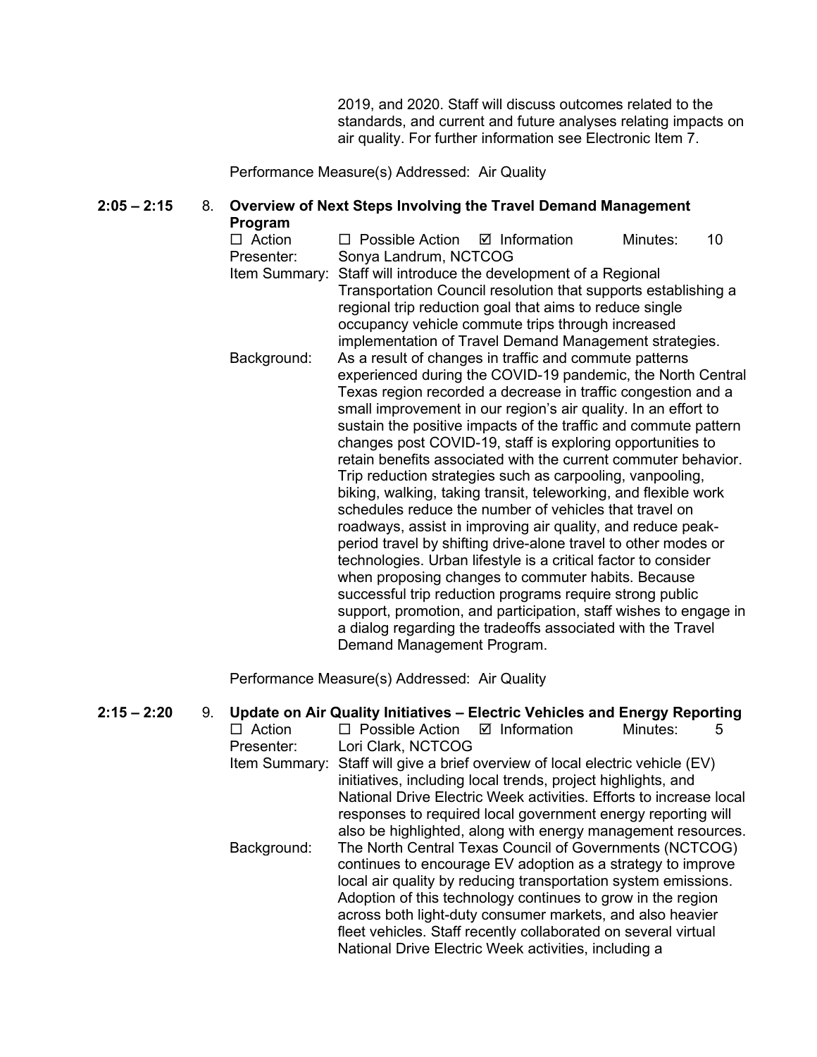2019, and 2020. Staff will discuss outcomes related to the standards, and current and future analyses relating impacts on air quality. For further information see Electronic Item 7.

Performance Measure(s) Addressed: Air Quality

**2:05 – 2:15** 8. **Overview of Next Steps Involving the Travel Demand Management Program**

☐ Action ☐ Possible Action ☑ Information Minutes: 10

Presenter: Sonya Landrum, NCTCOG

Item Summary: Staff will introduce the development of a Regional Transportation Council resolution that supports establishing a regional trip reduction goal that aims to reduce single occupancy vehicle commute trips through increased implementation of Travel Demand Management strategies.

Background: As a result of changes in traffic and commute patterns experienced during the COVID-19 pandemic, the North Central Texas region recorded a decrease in traffic congestion and a small improvement in our region's air quality. In an effort to sustain the positive impacts of the traffic and commute pattern changes post COVID-19, staff is exploring opportunities to retain benefits associated with the current commuter behavior. Trip reduction strategies such as carpooling, vanpooling, biking, walking, taking transit, teleworking, and flexible work schedules reduce the number of vehicles that travel on roadways, assist in improving air quality, and reduce peak-period travel by shifting drive-alone travel to other modes or technologies. Urban lifestyle is a critical factor to consider when proposing changes to commuter habits. Because successful trip reduction programs require strong public support, promotion, and participation, staff wishes to engage in a dialog regarding the tradeoffs associated with the Travel Demand Management Program.

Performance Measure(s) Addressed: Air Quality

**2:15 – 2:20** 9. **Update on Air Quality Initiatives – Electric Vehicles and Energy Reporting**

☐ Action ☐ Possible Action ☑ Information Minutes: 5

Presenter: Lori Clark, NCTCOG

Item Summary: Staff will give a brief overview of local electric vehicle (EV) initiatives, including local trends, project highlights, and National Drive Electric Week activities. Efforts to increase local responses to required local government energy reporting will also be highlighted, along with energy management resources.

Background: The North Central Texas Council of Governments (NCTCOG) continues to encourage EV adoption as a strategy to improve local air quality by reducing transportation system emissions. Adoption of this technology continues to grow in the region across both light-duty consumer markets, and also heavier fleet vehicles. Staff recently collaborated on several virtual National Drive Electric Week activities, including a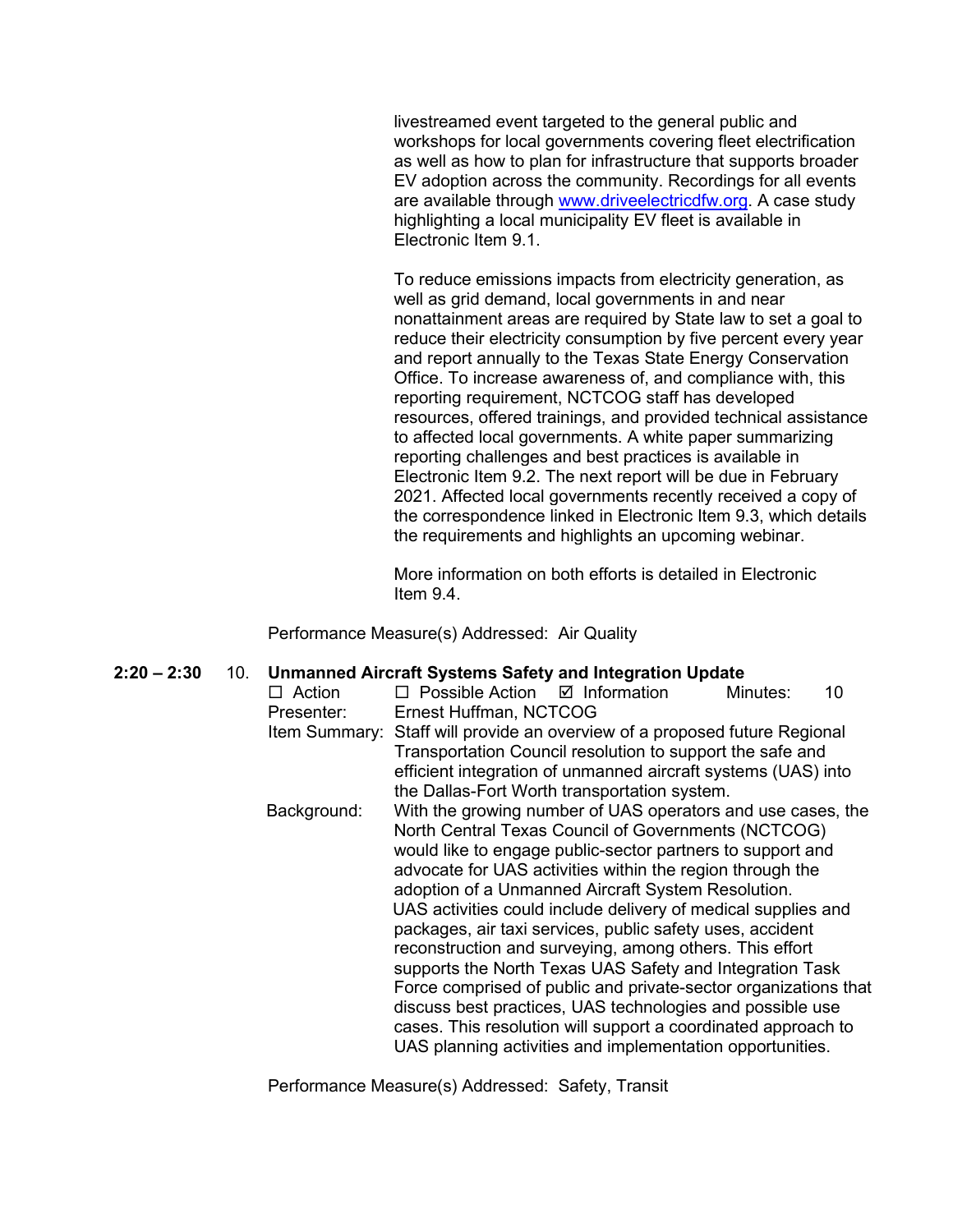livestreamed event targeted to the general public and workshops for local governments covering fleet electrification as well as how to plan for infrastructure that supports broader EV adoption across the community. Recordings for all events are available through www.driveelectricdfw.org. A case study highlighting a local municipality EV fleet is available in Electronic Item 9.1.

To reduce emissions impacts from electricity generation, as well as grid demand, local governments in and near nonattainment areas are required by State law to set a goal to reduce their electricity consumption by five percent every year and report annually to the Texas State Energy Conservation Office. To increase awareness of, and compliance with, this reporting requirement, NCTCOG staff has developed resources, offered trainings, and provided technical assistance to affected local governments. A white paper summarizing reporting challenges and best practices is available in Electronic Item 9.2. The next report will be due in February 2021. Affected local governments recently received a copy of the correspondence linked in Electronic Item 9.3, which details the requirements and highlights an upcoming webinar.

More information on both efforts is detailed in Electronic Item 9.4.

Performance Measure(s) Addressed: Air Quality

**2:20 – 2:30** 10. **Unmanned Aircraft Systems Safety and Integration Update**

☐ Action ☐ Possible Action ☑ Information Minutes: 10

Presenter: Ernest Huffman, NCTCOG

Item Summary: Staff will provide an overview of a proposed future Regional Transportation Council resolution to support the safe and efficient integration of unmanned aircraft systems (UAS) into the Dallas-Fort Worth transportation system.

Background: With the growing number of UAS operators and use cases, the North Central Texas Council of Governments (NCTCOG) would like to engage public-sector partners to support and advocate for UAS activities within the region through the adoption of a Unmanned Aircraft System Resolution. UAS activities could include delivery of medical supplies and packages, air taxi services, public safety uses, accident reconstruction and surveying, among others. This effort supports the North Texas UAS Safety and Integration Task Force comprised of public and private-sector organizations that discuss best practices, UAS technologies and possible use cases. This resolution will support a coordinated approach to UAS planning activities and implementation opportunities.

Performance Measure(s) Addressed: Safety, Transit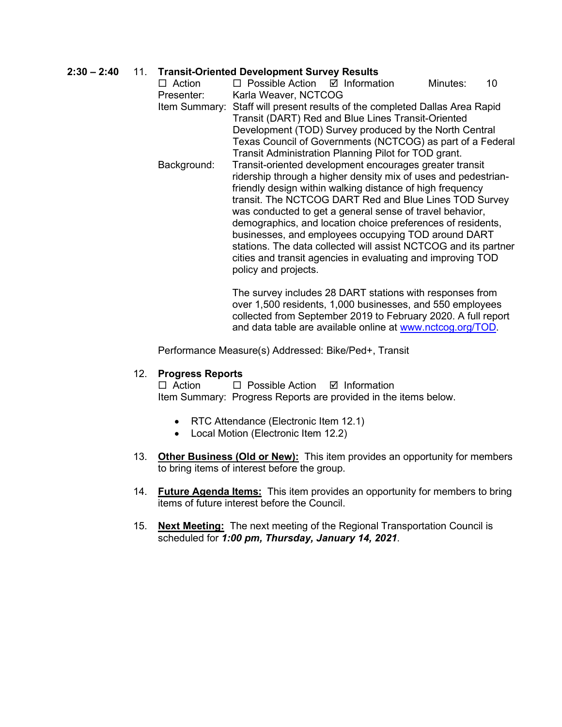**2:30 – 2:40** 11. **Transit-Oriented Development Survey Results**

☐ Action ☐ Possible Action ☑ Information Minutes: 10

Presenter: Karla Weaver, NCTCOG

Item Summary: Staff will present results of the completed Dallas Area Rapid Transit (DART) Red and Blue Lines Transit-Oriented Development (TOD) Survey produced by the North Central Texas Council of Governments (NCTCOG) as part of a Federal Transit Administration Planning Pilot for TOD grant.

Background: Transit-oriented development encourages greater transit ridership through a higher density mix of uses and pedestrian-friendly design within walking distance of high frequency transit. The NCTCOG DART Red and Blue Lines TOD Survey was conducted to get a general sense of travel behavior, demographics, and location choice preferences of residents, businesses, and employees occupying TOD around DART stations. The data collected will assist NCTCOG and its partner cities and transit agencies in evaluating and improving TOD policy and projects.

The survey includes 28 DART stations with responses from over 1,500 residents, 1,000 businesses, and 550 employees collected from September 2019 to February 2020. A full report and data table are available online at [www.nctcog.org/TOD](www.nctcog.org/TOD).

Performance Measure(s) Addressed: Bike/Ped+, Transit

12. **Progress Reports**

☐ Action ☐ Possible Action ☑ Information

Item Summary: Progress Reports are provided in the items below.

- RTC Attendance (Electronic Item 12.1)
- Local Motion (Electronic Item 12.2)

13. **Other Business (Old or New):** This item provides an opportunity for members to bring items of interest before the group.

14. **Future Agenda Items:** This item provides an opportunity for members to bring items of future interest before the Council.

15. **Next Meeting:** The next meeting of the Regional Transportation Council is scheduled for ***1:00 pm, Thursday, January 14, 2021***.